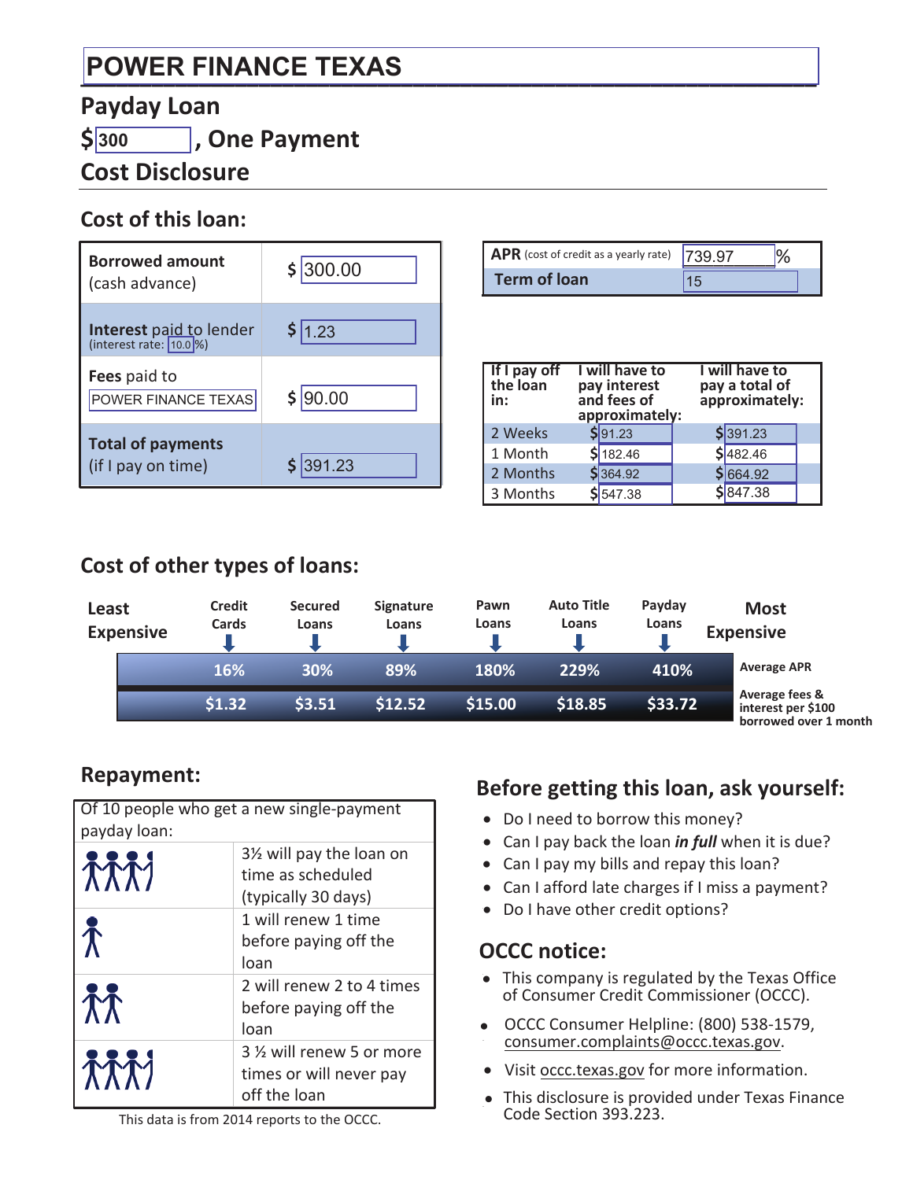# POWER FINANCE TEXAS

## Payday Loan

## $300, One Payment

## Cost Disclosure

### Cost of this loan:

| | |
|---|---|
| **Borrowed amount** (cash advance) | $ 300.00 |
| **Interest** paid to lender (interest rate: 10.0%) | $ 1.23 |
| **Fees** paid to POWER FINANCE TEXAS | $ 90.00 |
| **Total of payments** (if I pay on time) | $ 391.23 |

| | |
|---|---|
| **APR** (cost of credit as a yearly rate) | 739.97 % |
| **Term of loan** | 15 |

| If I pay off the loan in: | I will have to pay interest and fees of approximately: | I will have to pay a total of approximately: |
|---|---|---|
| 2 Weeks | $ 91.23 | $ 391.23 |
| 1 Month | $ 182.46 | $ 482.46 |
| 2 Months | $ 364.92 | $ 664.92 |
| 3 Months | $ 547.38 | $ 847.38 |

### Cost of other types of loans:

Least Expensive → Most Expensive

| | Credit Cards | Secured Loans | Signature Loans | Pawn Loans | Auto Title Loans | Payday Loans |
|---|---|---|---|---|---|---|
| Average APR | 16% | 30% | 89% | 180% | 229% | 410% |
| Average fees & interest per $100 borrowed over 1 month | $1.32 | $3.51 | $12.52 | $15.00 | $18.85 | $33.72 |

### Repayment:

Of 10 people who get a new single-payment payday loan:

- 3½ will pay the loan on time as scheduled (typically 30 days)
- 1 will renew 1 time before paying off the loan
- 2 will renew 2 to 4 times before paying off the loan
- 3 ½ will renew 5 or more times or will never pay off the loan

This data is from 2014 reports to the OCCC.

### Before getting this loan, ask yourself:

- Do I need to borrow this money?
- Can I pay back the loan ***in full*** when it is due?
- Can I pay my bills and repay this loan?
- Can I afford late charges if I miss a payment?
- Do I have other credit options?

### OCCC notice:

- This company is regulated by the Texas Office of Consumer Credit Commissioner (OCCC).
- OCCC Consumer Helpline: (800) 538-1579, consumer.complaints@occc.texas.gov.
- Visit occc.texas.gov for more information.
- This disclosure is provided under Texas Finance Code Section 393.223.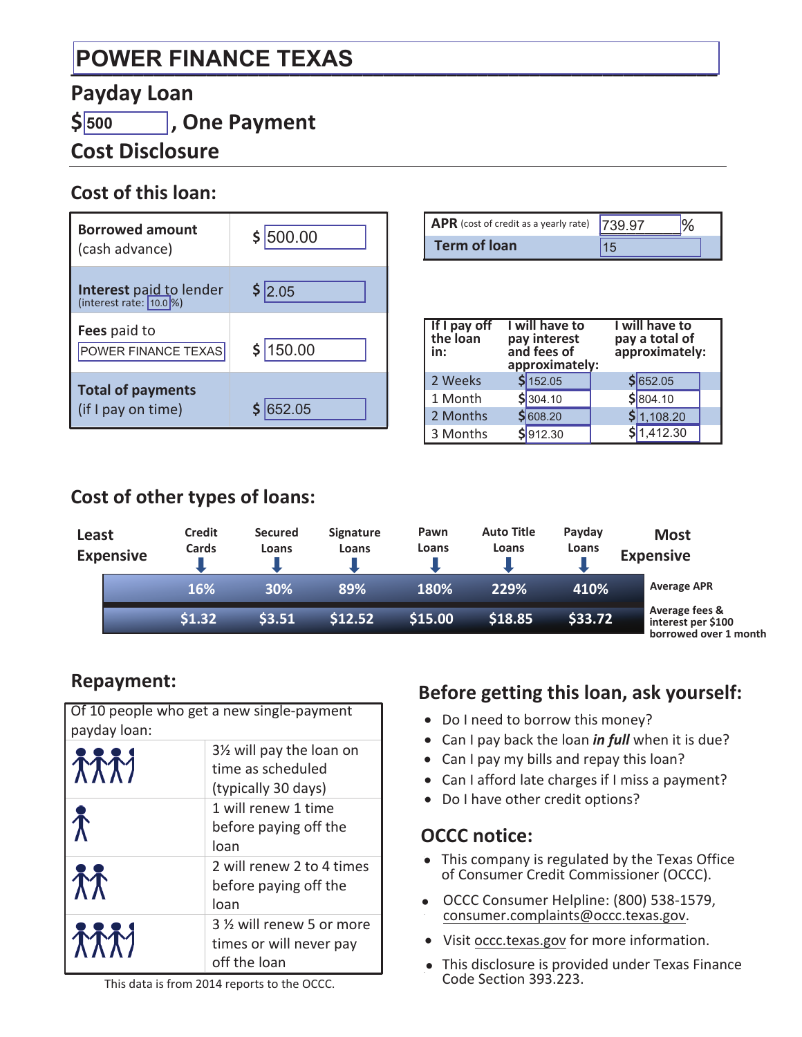# POWER FINANCE TEXAS

## Payday Loan

## $500, One Payment

## Cost Disclosure

### Cost of this loan:

| | |
|---|---|
| **Borrowed amount** (cash advance) | $ 500.00 |
| **Interest** paid to lender (interest rate: 10.0 %) | $ 2.05 |
| **Fees** paid to POWER FINANCE TEXAS | $ 150.00 |
| **Total of payments** (if I pay on time) | $ 652.05 |

| | |
|---|---|
| **APR** (cost of credit as a yearly rate) | 739.97 % |
| **Term of loan** | 15 |

| If I pay off the loan in: | I will have to pay interest and fees of approximately: | I will have to pay a total of approximately: |
|---|---|---|
| 2 Weeks | $ 152.05 | $ 652.05 |
| 1 Month | $ 304.10 | $ 804.10 |
| 2 Months | $ 608.20 | $ 1,108.20 |
| 3 Months | $ 912.30 | $ 1,412.30 |

### Cost of other types of loans:

| Least Expensive | Credit Cards | Secured Loans | Signature Loans | Pawn Loans | Auto Title Loans | Payday Loans | Most Expensive |
|---|---|---|---|---|---|---|---|
| Average APR | 16% | 30% | 89% | 180% | 229% | 410% | |
| Average fees & interest per $100 borrowed over 1 month | $1.32 | $3.51 | $12.52 | $15.00 | $18.85 | $33.72 | |

### Repayment:

Of 10 people who get a new single-payment payday loan:

- 3½ will pay the loan on time as scheduled (typically 30 days)
- 1 will renew 1 time before paying off the loan
- 2 will renew 2 to 4 times before paying off the loan
- 3 ½ will renew 5 or more times or will never pay off the loan

This data is from 2014 reports to the OCCC.

### Before getting this loan, ask yourself:

- Do I need to borrow this money?
- Can I pay back the loan ***in full*** when it is due?
- Can I pay my bills and repay this loan?
- Can I afford late charges if I miss a payment?
- Do I have other credit options?

### OCCC notice:

- This company is regulated by the Texas Office of Consumer Credit Commissioner (OCCC).
- OCCC Consumer Helpline: (800) 538-1579, consumer.complaints@occc.texas.gov.
- Visit occc.texas.gov for more information.
- This disclosure is provided under Texas Finance Code Section 393.223.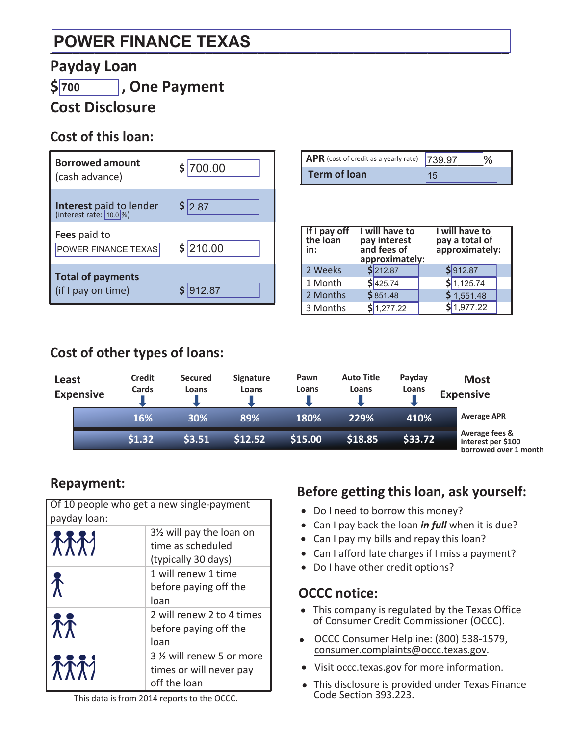# POWER FINANCE TEXAS

## Payday Loan

## $700, One Payment

## Cost Disclosure

### Cost of this loan:

| | |
|---|---|
| **Borrowed amount** (cash advance) | $ 700.00 |
| **Interest** paid to lender (interest rate: 10.0 %) | $ 2.87 |
| **Fees** paid to POWER FINANCE TEXAS | $ 210.00 |
| **Total of payments** (if I pay on time) | $ 912.87 |

| | |
|---|---|
| **APR** (cost of credit as a yearly rate) | 739.97 % |
| **Term of loan** | 15 |

| If I pay off the loan in: | I will have to pay interest and fees of approximately: | I will have to pay a total of approximately: |
|---|---|---|
| 2 Weeks | $ 212.87 | $ 912.87 |
| 1 Month | $ 425.74 | $ 1,125.74 |
| 2 Months | $ 851.48 | $ 1,551.48 |
| 3 Months | $ 1,277.22 | $ 1,977.22 |

### Cost of other types of loans:

Least Expensive

Credit Cards
Secured Loans
Signature Loans
Pawn Loans
Auto Title Loans
Payday Loans

Most Expensive

16% 30% 89% 180% 229% 410% Average APR

$1.32 $3.51 $12.52 $15.00 $18.85 $33.72 Average fees & interest per $100 borrowed over 1 month

### Repayment:

| Of 10 people who get a new single-payment payday loan: | |
|---|---|
| | 3½ will pay the loan on time as scheduled (typically 30 days) |
| | 1 will renew 1 time before paying off the loan |
| | 2 will renew 2 to 4 times before paying off the loan |
| | 3 ½ will renew 5 or more times or will never pay off the loan |

This data is from 2014 reports to the OCCC.

### Before getting this loan, ask yourself:

- Do I need to borrow this money?
- Can I pay back the loan ***in full*** when it is due?
- Can I pay my bills and repay this loan?
- Can I afford late charges if I miss a payment?
- Do I have other credit options?

### OCCC notice:

- This company is regulated by the Texas Office of Consumer Credit Commissioner (OCCC).
- OCCC Consumer Helpline: (800) 538-1579, consumer.complaints@occc.texas.gov.
- Visit occc.texas.gov for more information.
- This disclosure is provided under Texas Finance Code Section 393.223.